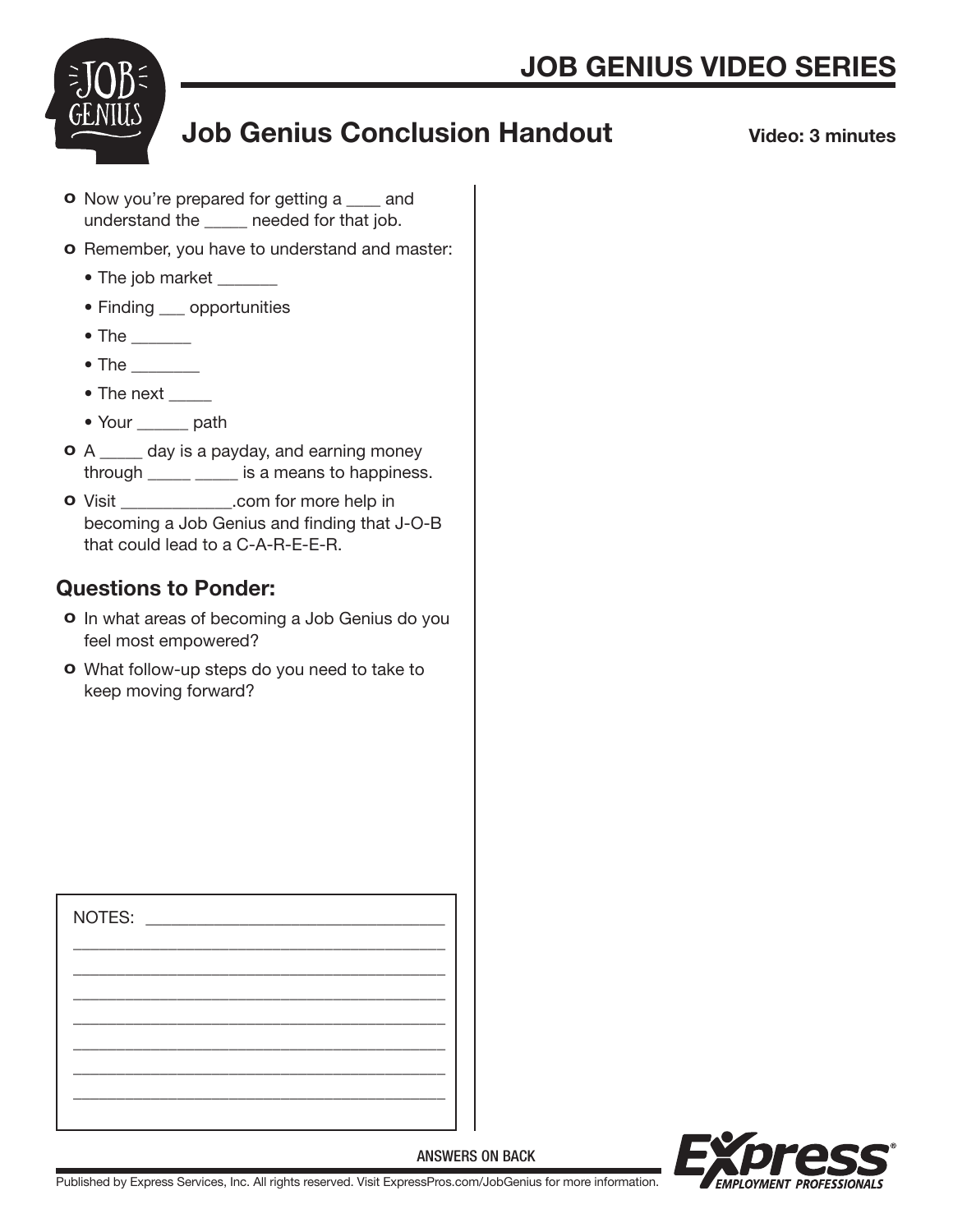# JOB GENIUS VIDEO SERIES

## Job Genius Conclusion Handout

**Video: 3 minutes**

- Now you're prepared for getting a ____ and understand the _____ needed for that job.
- Remember, you have to understand and master:
  - The job market _______
  - Finding ___ opportunities
  - The _______
  - The ________
  - The next _____
  - Your ______ path
- A _____ day is a payday, and earning money through _____ _____ is a means to happiness.
- Visit ____________.com for more help in becoming a Job Genius and finding that J-O-B that could lead to a C-A-R-E-E-R.

### Questions to Ponder:

- In what areas of becoming a Job Genius do you feel most empowered?
- What follow-up steps do you need to take to keep moving forward?

NOTES: ________________________________

________________________________________

________________________________________

________________________________________

________________________________________

________________________________________

________________________________________

________________________________________

ANSWERS ON BACK

Published by Express Services, Inc. All rights reserved. Visit ExpressPros.com/JobGenius for more information.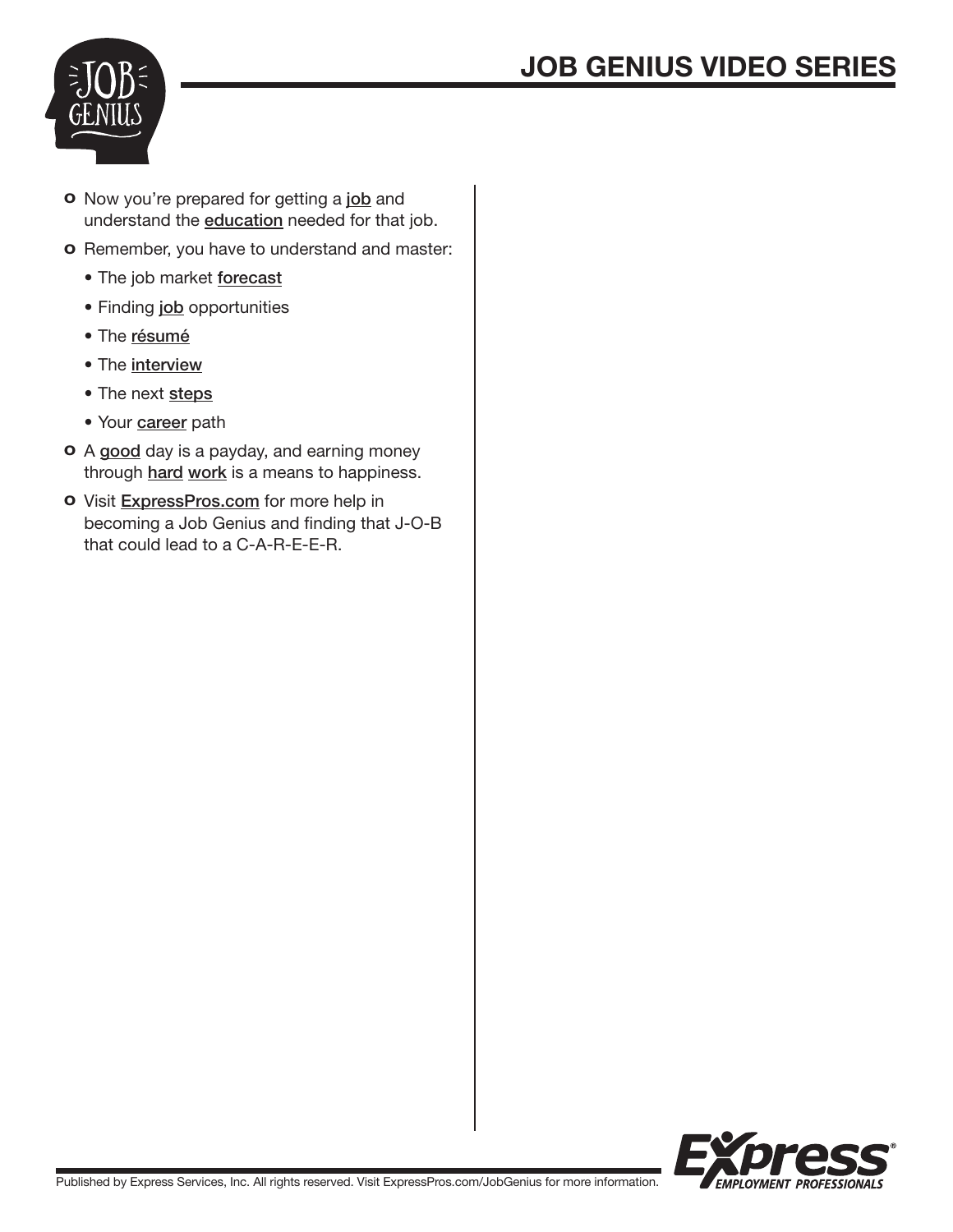- Now you're prepared for getting a job and understand the education needed for that job.
- Remember, you have to understand and master:
  - The job market forecast
  - Finding job opportunities
  - The résumé
  - The interview
  - The next steps
  - Your career path
- A good day is a payday, and earning money through hard work is a means to happiness.
- Visit ExpressPros.com for more help in becoming a Job Genius and finding that J-O-B that could lead to a C-A-R-E-E-R.